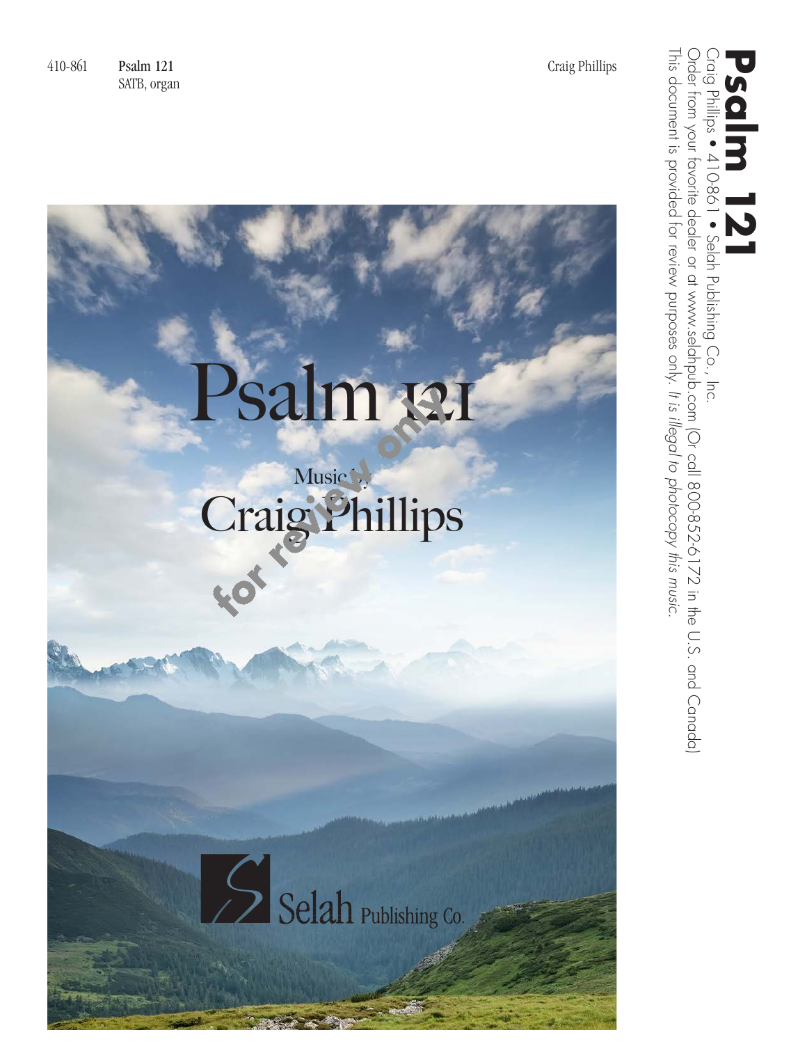410-861 **Psalm 121**
SATB, organ

Craig Phillips

# Psalm 121

Music by
Craig Phillips

for review only

Selah Publishing Co.

**Psalm 121**
Craig Phillips • 410-861 • Selah Publishing Co., Inc.
Order from your favorite dealer or at www.selahpub.com (Or call 800-852-6172 in the U.S. and Canada)
This document is provided for review purposes only. *It is illegal to photocopy this music.*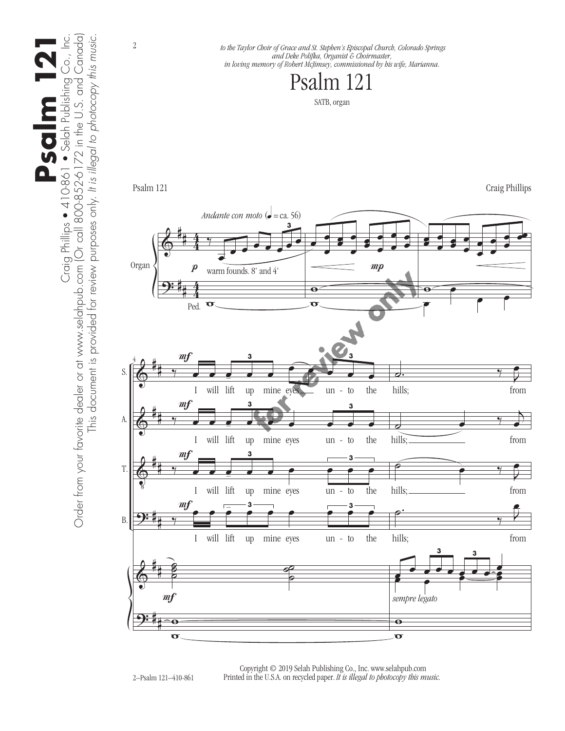*to the Taylor Choir of Grace and St. Stephen's Episcopal Church, Colorado Springs and Deke Polifka, Organist & Choirmaster, in loving memory of Robert McJimsey, commissioned by his wife, Marianna.*

# Psalm 121

SATB, organ

Psalm 121 — Craig Phillips

*Andante con moto* (♩ = ca. 56)

Organ: *p* warm founds. 8' and 4' — *mp* — Ped.

S., A., T., B.: *mf* I will lift up mine eyes un - to the hills; from

Organ: *mf* — *sempre legato*

Copyright © 2019 Selah Publishing Co., Inc. www.selahpub.com
Printed in the U.S.A. on recycled paper. *It is illegal to photocopy this music.*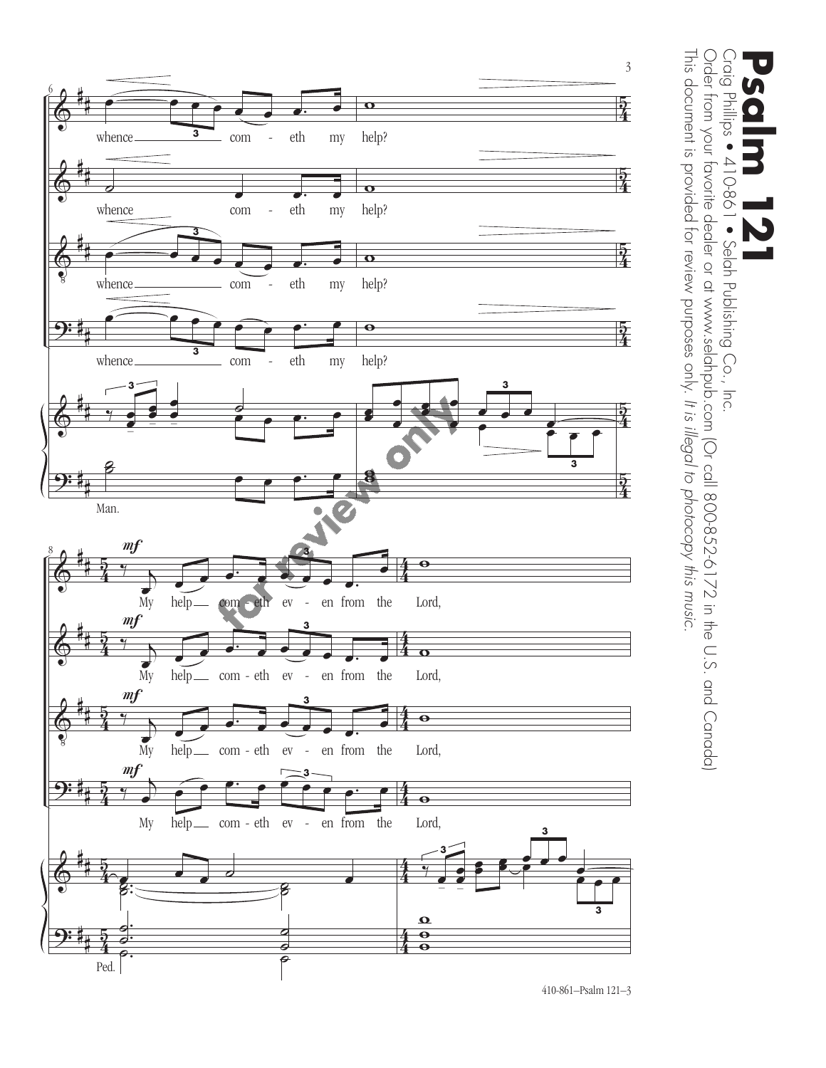# Psalm 121

Craig Phillips • 410-861 • Selah Publishing Co., Inc.

Order from your favorite dealer or at www.selahpub.com (Or call 800-852-6172 in the U.S. and Canada)

This document is provided for review purposes only. *It is illegal to photocopy this music.*

whence com - eth my help?

Man.

*mf*

My help com - eth ev - en from the Lord,

Ped.

for review only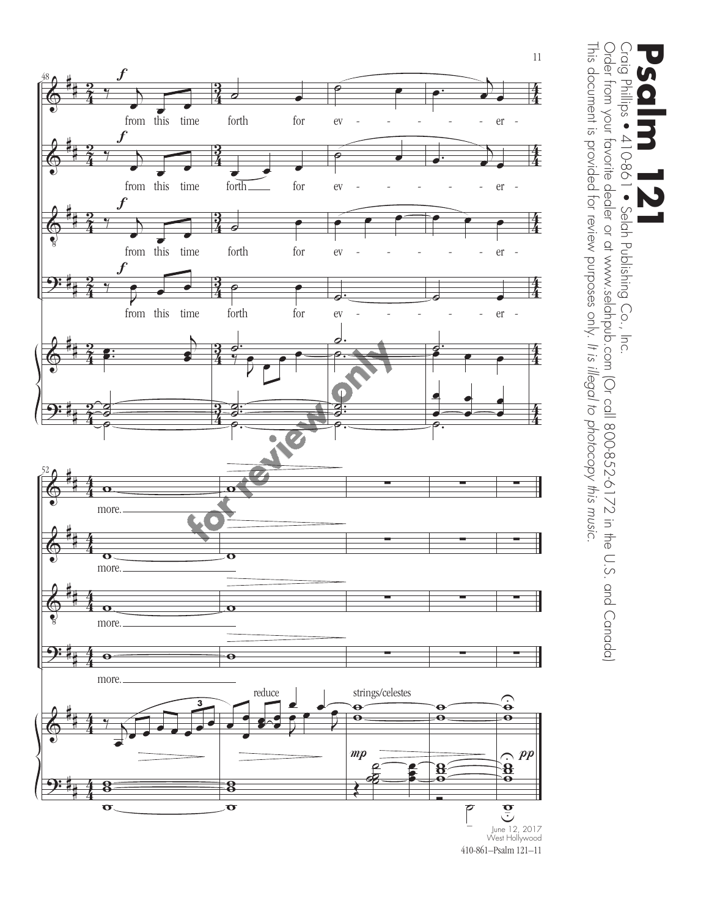# Psalm 121

Craig Phillips • 410-861 • Selah Publishing Co., Inc.

Order from your favorite dealer or at www.selahpub.com (Or call 800-852-6172 in the U.S. and Canada)

This document is provided for review purposes only. *It is illegal to photocopy this music.*

from this time forth for ev - - - - - - - er - more.

reduce

strings/celestes

June 12, 2017
West Hollywood

410-861—Psalm 121—11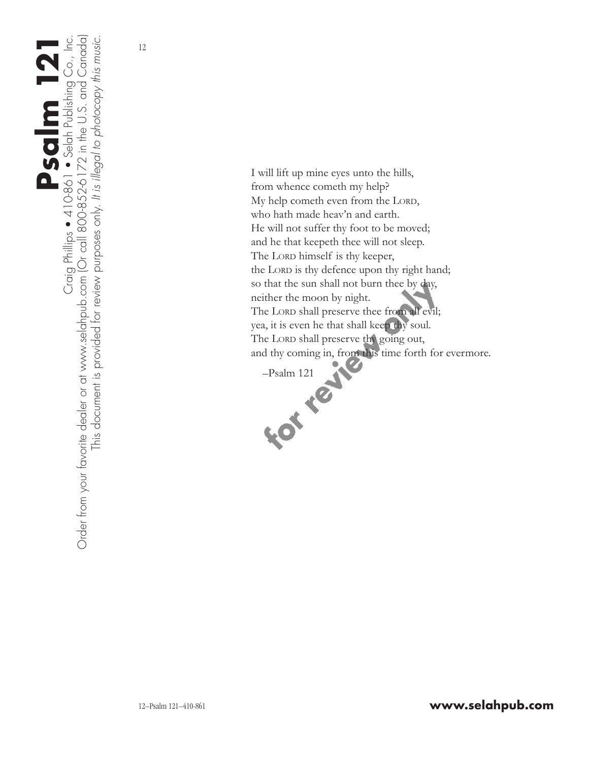I will lift up mine eyes unto the hills,
from whence cometh my help?
My help cometh even from the LORD,
who hath made heav'n and earth.
He will not suffer thy foot to be moved;
and he that keepeth thee will not sleep.
The LORD himself is thy keeper,
the LORD is thy defence upon thy right hand;
so that the sun shall not burn thee by day,
neither the moon by night.
The LORD shall preserve thee from all evil;
yea, it is even he that shall keep thy soul.
The LORD shall preserve thy going out,
and thy coming in, from this time forth for evermore.

–Psalm 121